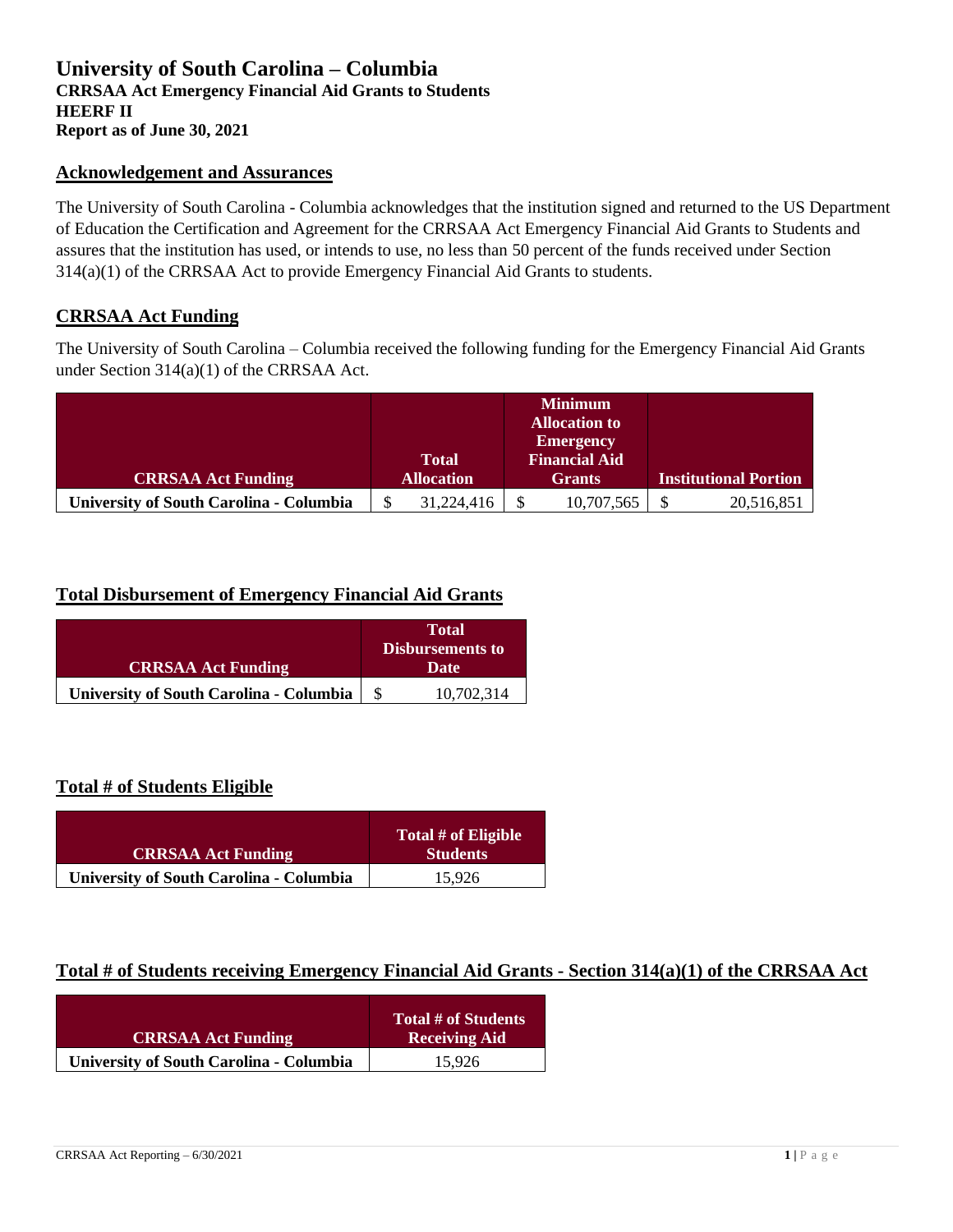# University of South Carolina – Columbia

**CRRSAA Act Emergency Financial Aid Grants to Students**
**HEERF II**
**Report as of June 30, 2021**

## Acknowledgement and Assurances

The University of South Carolina - Columbia acknowledges that the institution signed and returned to the US Department of Education the Certification and Agreement for the CRRSAA Act Emergency Financial Aid Grants to Students and assures that the institution has used, or intends to use, no less than 50 percent of the funds received under Section 314(a)(1) of the CRRSAA Act to provide Emergency Financial Aid Grants to students.

## CRRSAA Act Funding

The University of South Carolina – Columbia received the following funding for the Emergency Financial Aid Grants under Section 314(a)(1) of the CRRSAA Act.

| CRRSAA Act Funding | Total Allocation | Minimum Allocation to Emergency Financial Aid Grants | Institutional Portion |
|---|---|---|---|
| **University of South Carolina - Columbia** | $ 31,224,416 | $ 10,707,565 | $ 20,516,851 |

## Total Disbursement of Emergency Financial Aid Grants

| CRRSAA Act Funding | Total Disbursements to Date |
|---|---|
| **University of South Carolina - Columbia** | $ 10,702,314 |

## Total # of Students Eligible

| CRRSAA Act Funding | Total # of Eligible Students |
|---|---|
| **University of South Carolina - Columbia** | 15,926 |

## Total # of Students receiving Emergency Financial Aid Grants - Section 314(a)(1) of the CRRSAA Act

| CRRSAA Act Funding | Total # of Students Receiving Aid |
|---|---|
| **University of South Carolina - Columbia** | 15,926 |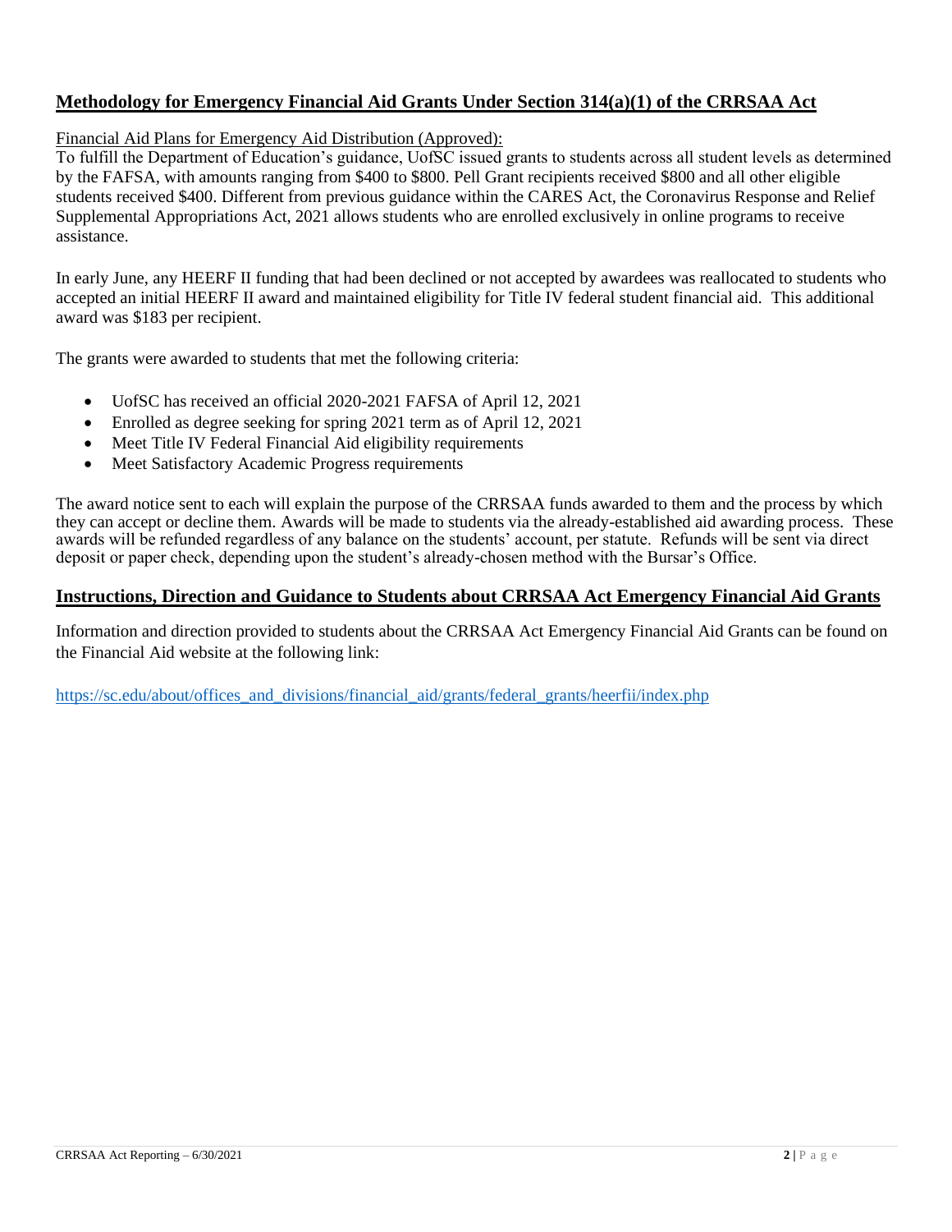## Methodology for Emergency Financial Aid Grants Under Section 314(a)(1) of the CRRSAA Act

Financial Aid Plans for Emergency Aid Distribution (Approved):

To fulfill the Department of Education's guidance, UofSC issued grants to students across all student levels as determined by the FAFSA, with amounts ranging from $400 to $800. Pell Grant recipients received $800 and all other eligible students received $400. Different from previous guidance within the CARES Act, the Coronavirus Response and Relief Supplemental Appropriations Act, 2021 allows students who are enrolled exclusively in online programs to receive assistance.

In early June, any HEERF II funding that had been declined or not accepted by awardees was reallocated to students who accepted an initial HEERF II award and maintained eligibility for Title IV federal student financial aid. This additional award was $183 per recipient.

The grants were awarded to students that met the following criteria:

- UofSC has received an official 2020-2021 FAFSA of April 12, 2021
- Enrolled as degree seeking for spring 2021 term as of April 12, 2021
- Meet Title IV Federal Financial Aid eligibility requirements
- Meet Satisfactory Academic Progress requirements

The award notice sent to each will explain the purpose of the CRRSAA funds awarded to them and the process by which they can accept or decline them. Awards will be made to students via the already-established aid awarding process. These awards will be refunded regardless of any balance on the students' account, per statute. Refunds will be sent via direct deposit or paper check, depending upon the student's already-chosen method with the Bursar's Office.

## Instructions, Direction and Guidance to Students about CRRSAA Act Emergency Financial Aid Grants

Information and direction provided to students about the CRRSAA Act Emergency Financial Aid Grants can be found on the Financial Aid website at the following link:

https://sc.edu/about/offices_and_divisions/financial_aid/grants/federal_grants/heerfii/index.php